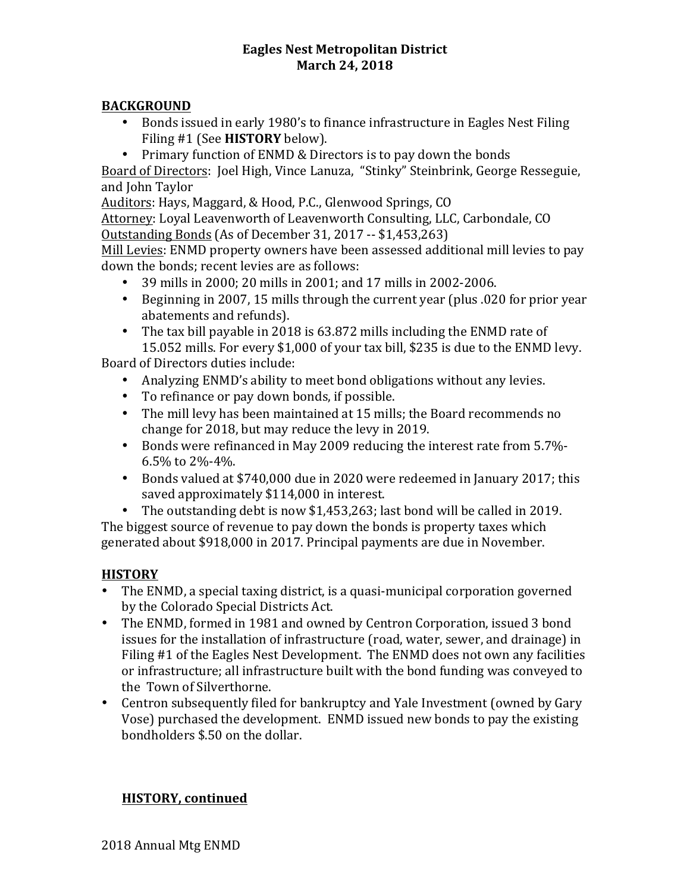**Eagles Nest Metropolitan District**
**March 24, 2018**

## BACKGROUND

- Bonds issued in early 1980's to finance infrastructure in Eagles Nest Filing Filing #1 (See **HISTORY** below).
- Primary function of ENMD & Directors is to pay down the bonds

Board of Directors: Joel High, Vince Lanuza, "Stinky" Steinbrink, George Resseguie, and John Taylor

Auditors: Hays, Maggard, & Hood, P.C., Glenwood Springs, CO

Attorney: Loyal Leavenworth of Leavenworth Consulting, LLC, Carbondale, CO

Outstanding Bonds (As of December 31, 2017 -- $1,453,263)

Mill Levies: ENMD property owners have been assessed additional mill levies to pay down the bonds; recent levies are as follows:

- 39 mills in 2000; 20 mills in 2001; and 17 mills in 2002-2006.
- Beginning in 2007, 15 mills through the current year (plus .020 for prior year abatements and refunds).
- The tax bill payable in 2018 is 63.872 mills including the ENMD rate of 15.052 mills. For every $1,000 of your tax bill, $235 is due to the ENMD levy.

Board of Directors duties include:

- Analyzing ENMD's ability to meet bond obligations without any levies.
- To refinance or pay down bonds, if possible.
- The mill levy has been maintained at 15 mills; the Board recommends no change for 2018, but may reduce the levy in 2019.
- Bonds were refinanced in May 2009 reducing the interest rate from 5.7%-6.5% to 2%-4%.
- Bonds valued at $740,000 due in 2020 were redeemed in January 2017; this saved approximately $114,000 in interest.
- The outstanding debt is now $1,453,263; last bond will be called in 2019.

The biggest source of revenue to pay down the bonds is property taxes which generated about $918,000 in 2017. Principal payments are due in November.

## HISTORY

- The ENMD, a special taxing district, is a quasi-municipal corporation governed by the Colorado Special Districts Act.
- The ENMD, formed in 1981 and owned by Centron Corporation, issued 3 bond issues for the installation of infrastructure (road, water, sewer, and drainage) in Filing #1 of the Eagles Nest Development. The ENMD does not own any facilities or infrastructure; all infrastructure built with the bond funding was conveyed to the Town of Silverthorne.
- Centron subsequently filed for bankruptcy and Yale Investment (owned by Gary Vose) purchased the development. ENMD issued new bonds to pay the existing bondholders $.50 on the dollar.

## HISTORY, continued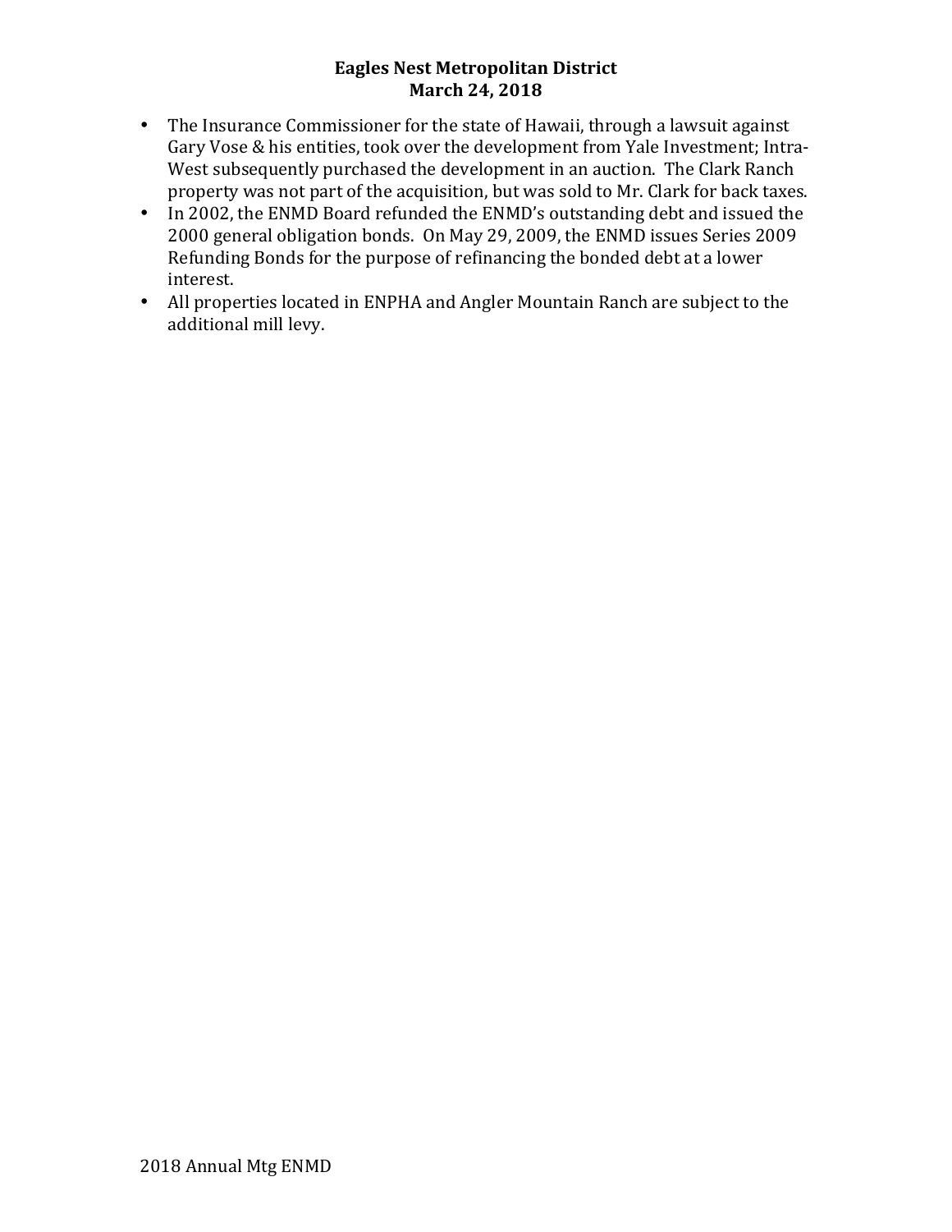- The Insurance Commissioner for the state of Hawaii, through a lawsuit against Gary Vose & his entities, took over the development from Yale Investment; Intra-West subsequently purchased the development in an auction. The Clark Ranch property was not part of the acquisition, but was sold to Mr. Clark for back taxes.
- In 2002, the ENMD Board refunded the ENMD's outstanding debt and issued the 2000 general obligation bonds. On May 29, 2009, the ENMD issues Series 2009 Refunding Bonds for the purpose of refinancing the bonded debt at a lower interest.
- All properties located in ENPHA and Angler Mountain Ranch are subject to the additional mill levy.